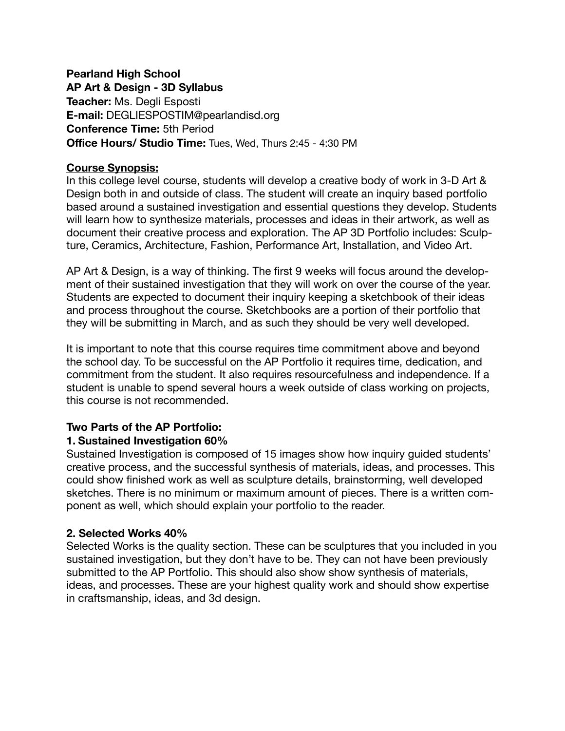**Pearland High School**
**AP Art & Design - 3D Syllabus**
**Teacher:** Ms. Degli Esposti
**E-mail:** DEGLIESPOSTIM@pearlandisd.org
**Conference Time:** 5th Period
**Office Hours/ Studio Time:** Tues, Wed, Thurs 2:45 - 4:30 PM

## Course Synopsis:

In this college level course, students will develop a creative body of work in 3-D Art & Design both in and outside of class. The student will create an inquiry based portfolio based around a sustained investigation and essential questions they develop. Students will learn how to synthesize materials, processes and ideas in their artwork, as well as document their creative process and exploration. The AP 3D Portfolio includes: Sculpture, Ceramics, Architecture, Fashion, Performance Art, Installation, and Video Art.

AP Art & Design, is a way of thinking. The first 9 weeks will focus around the development of their sustained investigation that they will work on over the course of the year. Students are expected to document their inquiry keeping a sketchbook of their ideas and process throughout the course. Sketchbooks are a portion of their portfolio that they will be submitting in March, and as such they should be very well developed.

It is important to note that this course requires time commitment above and beyond the school day. To be successful on the AP Portfolio it requires time, dedication, and commitment from the student. It also requires resourcefulness and independence. If a student is unable to spend several hours a week outside of class working on projects, this course is not recommended.

## Two Parts of the AP Portfolio:

### 1. Sustained Investigation 60%

Sustained Investigation is composed of 15 images show how inquiry guided students' creative process, and the successful synthesis of materials, ideas, and processes. This could show finished work as well as sculpture details, brainstorming, well developed sketches. There is no minimum or maximum amount of pieces. There is a written component as well, which should explain your portfolio to the reader.

### 2. Selected Works 40%

Selected Works is the quality section. These can be sculptures that you included in you sustained investigation, but they don't have to be. They can not have been previously submitted to the AP Portfolio. This should also show show synthesis of materials, ideas, and processes. These are your highest quality work and should show expertise in craftsmanship, ideas, and 3d design.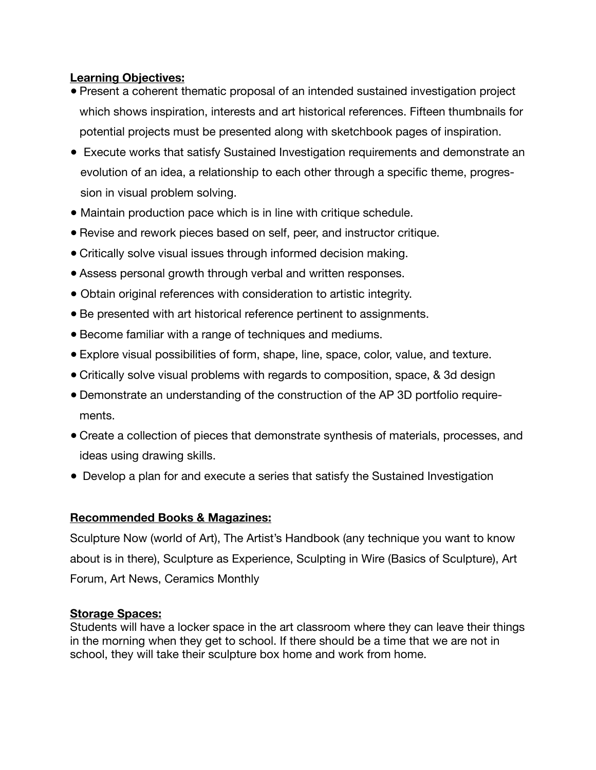**Learning Objectives:**

- Present a coherent thematic proposal of an intended sustained investigation project which shows inspiration, interests and art historical references. Fifteen thumbnails for potential projects must be presented along with sketchbook pages of inspiration.
- Execute works that satisfy Sustained Investigation requirements and demonstrate an evolution of an idea, a relationship to each other through a specific theme, progression in visual problem solving.
- Maintain production pace which is in line with critique schedule.
- Revise and rework pieces based on self, peer, and instructor critique.
- Critically solve visual issues through informed decision making.
- Assess personal growth through verbal and written responses.
- Obtain original references with consideration to artistic integrity.
- Be presented with art historical reference pertinent to assignments.
- Become familiar with a range of techniques and mediums.
- Explore visual possibilities of form, shape, line, space, color, value, and texture.
- Critically solve visual problems with regards to composition, space, & 3d design
- Demonstrate an understanding of the construction of the AP 3D portfolio requirements.
- Create a collection of pieces that demonstrate synthesis of materials, processes, and ideas using drawing skills.
- Develop a plan for and execute a series that satisfy the Sustained Investigation

**Recommended Books & Magazines:**

Sculpture Now (world of Art), The Artist's Handbook (any technique you want to know about is in there), Sculpture as Experience, Sculpting in Wire (Basics of Sculpture), Art Forum, Art News, Ceramics Monthly

**Storage Spaces:**

Students will have a locker space in the art classroom where they can leave their things in the morning when they get to school. If there should be a time that we are not in school, they will take their sculpture box home and work from home.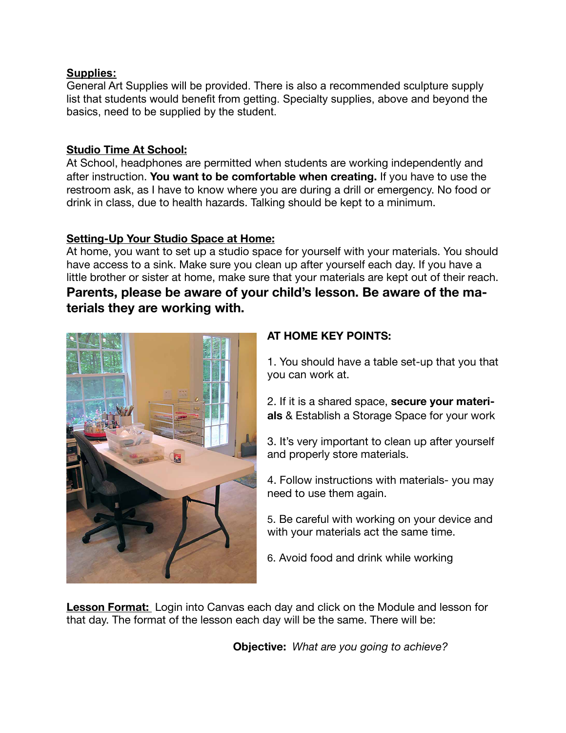**Supplies:**
General Art Supplies will be provided. There is also a recommended sculpture supply list that students would benefit from getting. Specialty supplies, above and beyond the basics, need to be supplied by the student.

**Studio Time At School:**
At School, headphones are permitted when students are working independently and after instruction. **You want to be comfortable when creating.** If you have to use the restroom ask, as I have to know where you are during a drill or emergency. No food or drink in class, due to health hazards. Talking should be kept to a minimum.

**Setting-Up Your Studio Space at Home:**
At home, you want to set up a studio space for yourself with your materials. You should have access to a sink. Make sure you clean up after yourself each day. If you have a little brother or sister at home, make sure that your materials are kept out of their reach.

**Parents, please be aware of your child's lesson. Be aware of the materials they are working with.**

**AT HOME KEY POINTS:**

1. You should have a table set-up that you that you can work at.

2. If it is a shared space, **secure your materials** & Establish a Storage Space for your work

3. It's very important to clean up after yourself and properly store materials.

4. Follow instructions with materials- you may need to use them again.

5. Be careful with working on your device and with your materials act the same time.

6. Avoid food and drink while working

**Lesson Format:** Login into Canvas each day and click on the Module and lesson for that day. The format of the lesson each day will be the same. There will be:

**Objective:** *What are you going to achieve?*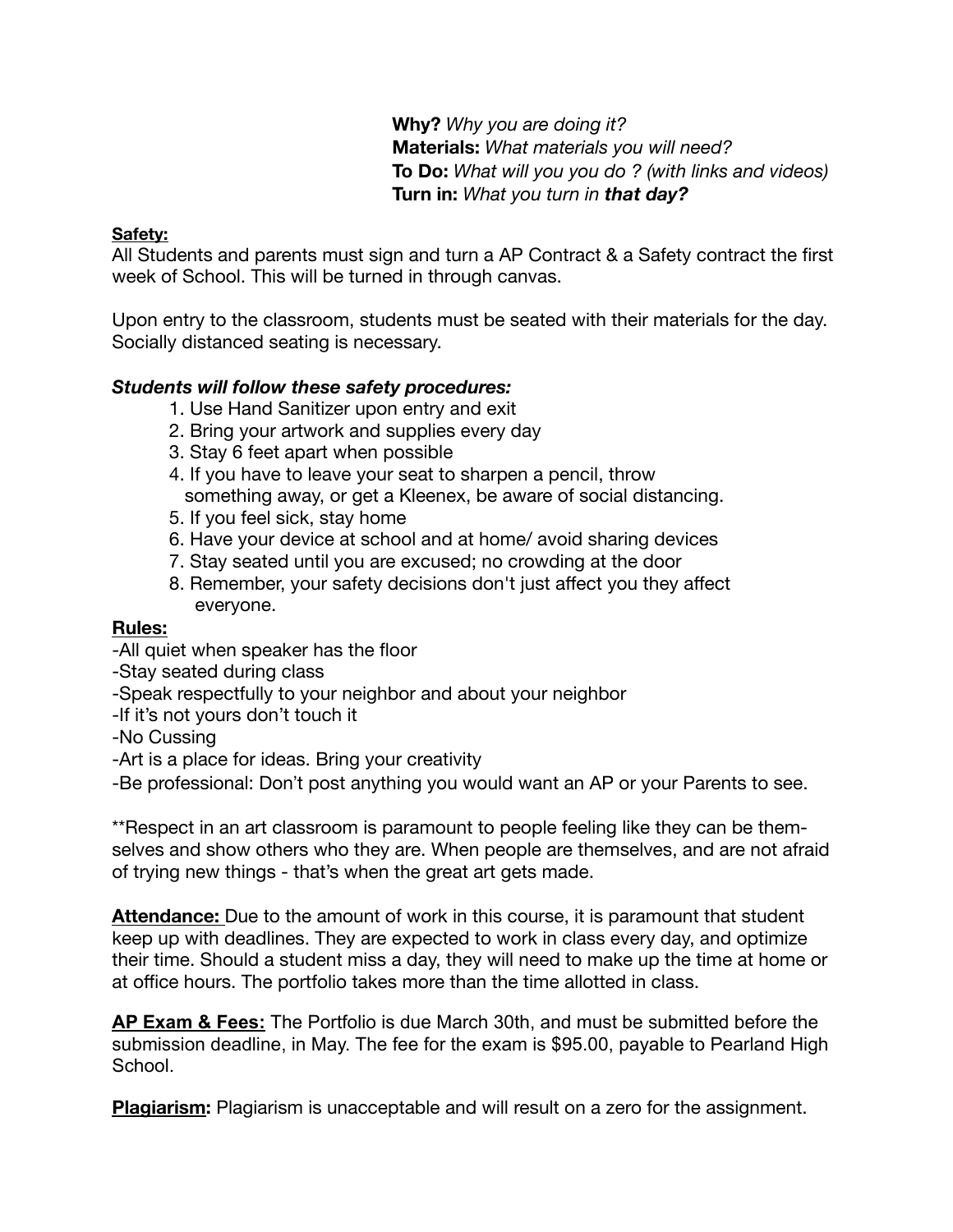**Why?** *Why you are doing it?*
**Materials:** *What materials you will need?*
**To Do:** *What will you you do ? (with links and videos)*
**Turn in:** *What you turn in **that day?***

**Safety:**
All Students and parents must sign and turn a AP Contract & a Safety contract the first week of School. This will be turned in through canvas.

Upon entry to the classroom, students must be seated with their materials for the day. Socially distanced seating is necessary.

***Students will follow these safety procedures:***

1. Use Hand Sanitizer upon entry and exit
2. Bring your artwork and supplies every day
3. Stay 6 feet apart when possible
4. If you have to leave your seat to sharpen a pencil, throw something away, or get a Kleenex, be aware of social distancing.
5. If you feel sick, stay home
6. Have your device at school and at home/ avoid sharing devices
7. Stay seated until you are excused; no crowding at the door
8. Remember, your safety decisions don't just affect you they affect everyone.

**Rules:**

-All quiet when speaker has the floor
-Stay seated during class
-Speak respectfully to your neighbor and about your neighbor
-If it's not yours don't touch it
-No Cussing
-Art is a place for ideas. Bring your creativity
-Be professional: Don't post anything you would want an AP or your Parents to see.

**Respect in an art classroom is paramount to people feeling like they can be themselves and show others who they are. When people are themselves, and are not afraid of trying new things - that's when the great art gets made.

**Attendance:** Due to the amount of work in this course, it is paramount that student keep up with deadlines. They are expected to work in class every day, and optimize their time. Should a student miss a day, they will need to make up the time at home or at office hours. The portfolio takes more than the time allotted in class.

**AP Exam & Fees:** The Portfolio is due March 30th, and must be submitted before the submission deadline, in May. The fee for the exam is $95.00, payable to Pearland High School.

**Plagiarism:** Plagiarism is unacceptable and will result on a zero for the assignment.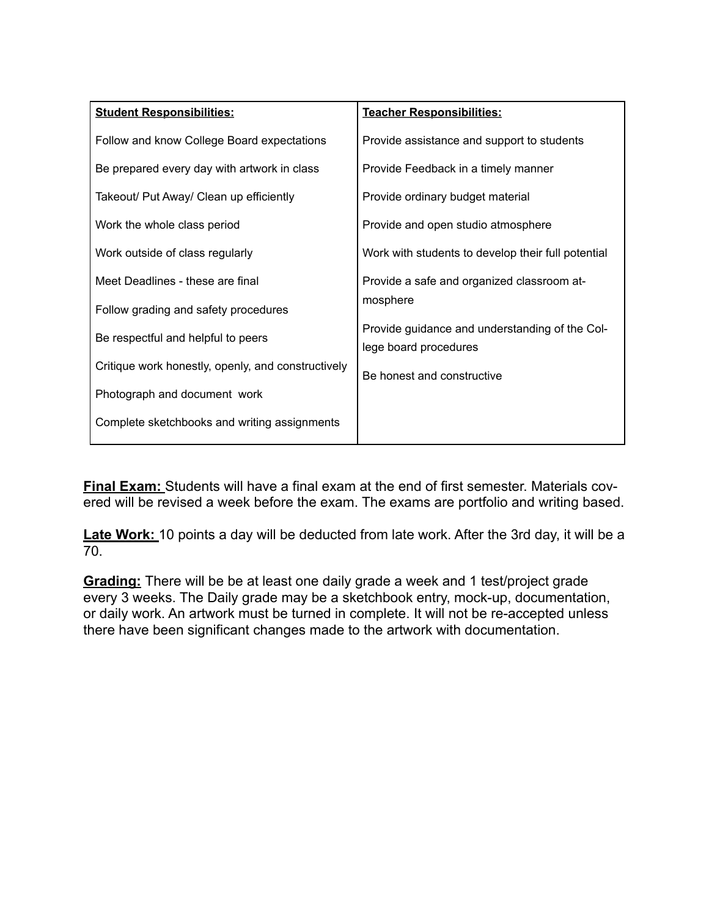| **Student Responsibilities:** | **Teacher Responsibilities:** |
|---|---|
| Follow and know College Board expectations | Provide assistance and support to students |
| Be prepared every day with artwork in class | Provide Feedback in a timely manner |
| Takeout/ Put Away/ Clean up efficiently | Provide ordinary budget material |
| Work the whole class period | Provide and open studio atmosphere |
| Work outside of class regularly | Work with students to develop their full potential |
| Meet Deadlines - these are final | Provide a safe and organized classroom atmosphere |
| Follow grading and safety procedures | Provide guidance and understanding of the College board procedures |
| Be respectful and helpful to peers | Be honest and constructive |
| Critique work honestly, openly, and constructively | |
| Photograph and document work | |
| Complete sketchbooks and writing assignments | |

**Final Exam:** Students will have a final exam at the end of first semester. Materials covered will be revised a week before the exam. The exams are portfolio and writing based.

**Late Work:** 10 points a day will be deducted from late work. After the 3rd day, it will be a 70.

**Grading:** There will be be at least one daily grade a week and 1 test/project grade every 3 weeks. The Daily grade may be a sketchbook entry, mock-up, documentation, or daily work. An artwork must be turned in complete. It will not be re-accepted unless there have been significant changes made to the artwork with documentation.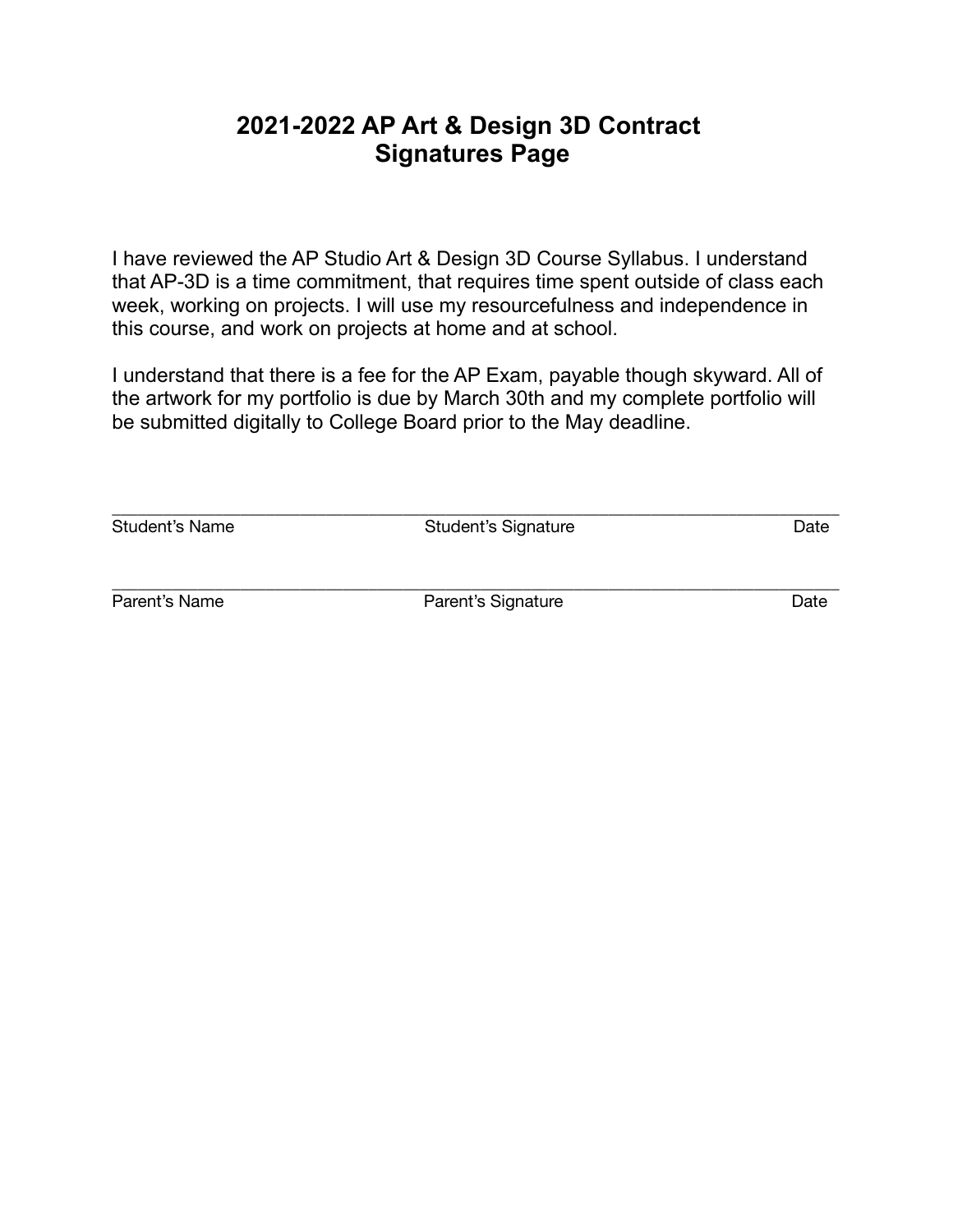# 2021-2022 AP Art & Design 3D Contract
# Signatures Page

I have reviewed the AP Studio Art & Design 3D Course Syllabus. I understand that AP-3D is a time commitment, that requires time spent outside of class each week, working on projects. I will use my resourcefulness and independence in this course, and work on projects at home and at school.

I understand that there is a fee for the AP Exam, payable though skyward. All of the artwork for my portfolio is due by March 30th and my complete portfolio will be submitted digitally to College Board prior to the May deadline.

\_\_\_\_\_\_\_\_\_\_\_\_\_\_\_\_\_\_\_\_\_\_\_\_\_\_\_\_\_\_\_\_\_\_\_\_\_\_\_\_\_\_\_\_\_\_\_\_\_\_\_\_\_\_\_\_\_\_\_\_\_\_\_\_\_\_\_\_\_\_\_\_\_\_

Student's Name &nbsp;&nbsp;&nbsp;&nbsp;&nbsp;&nbsp;&nbsp;&nbsp;&nbsp;&nbsp;&nbsp;&nbsp;&nbsp;&nbsp;&nbsp;&nbsp;&nbsp;&nbsp;&nbsp;&nbsp; Student's Signature &nbsp;&nbsp;&nbsp;&nbsp;&nbsp;&nbsp;&nbsp;&nbsp;&nbsp;&nbsp;&nbsp;&nbsp;&nbsp;&nbsp;&nbsp;&nbsp;&nbsp;&nbsp;&nbsp;&nbsp; Date

\_\_\_\_\_\_\_\_\_\_\_\_\_\_\_\_\_\_\_\_\_\_\_\_\_\_\_\_\_\_\_\_\_\_\_\_\_\_\_\_\_\_\_\_\_\_\_\_\_\_\_\_\_\_\_\_\_\_\_\_\_\_\_\_\_\_\_\_\_\_\_\_\_\_

Parent's Name &nbsp;&nbsp;&nbsp;&nbsp;&nbsp;&nbsp;&nbsp;&nbsp;&nbsp;&nbsp;&nbsp;&nbsp;&nbsp;&nbsp;&nbsp;&nbsp;&nbsp;&nbsp;&nbsp;&nbsp; Parent's Signature &nbsp;&nbsp;&nbsp;&nbsp;&nbsp;&nbsp;&nbsp;&nbsp;&nbsp;&nbsp;&nbsp;&nbsp;&nbsp;&nbsp;&nbsp;&nbsp;&nbsp;&nbsp;&nbsp;&nbsp; Date